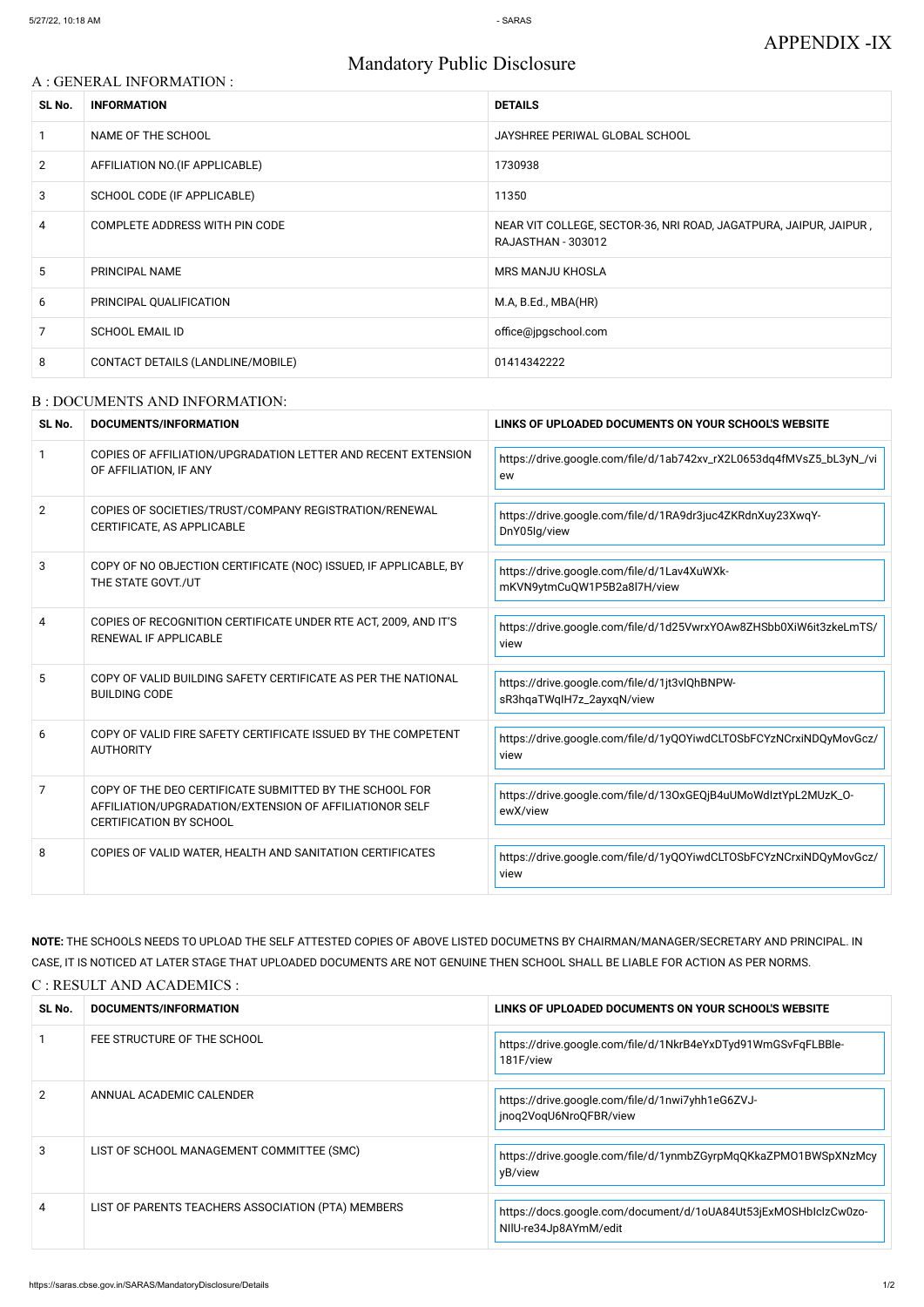APPENDIX -IX

# Mandatory Public Disclosure

## A : GENERAL INFORMATION :

| SL No. | INFORMATION | DETAILS |
|---|---|---|
| 1 | NAME OF THE SCHOOL | JAYSHREE PERIWAL GLOBAL SCHOOL |
| 2 | AFFILIATION NO.(IF APPLICABLE) | 1730938 |
| 3 | SCHOOL CODE (IF APPLICABLE) | 11350 |
| 4 | COMPLETE ADDRESS WITH PIN CODE | NEAR VIT COLLEGE, SECTOR-36, NRI ROAD, JAGATPURA, JAIPUR, JAIPUR , RAJASTHAN - 303012 |
| 5 | PRINCIPAL NAME | MRS MANJU KHOSLA |
| 6 | PRINCIPAL QUALIFICATION | M.A, B.Ed., MBA(HR) |
| 7 | SCHOOL EMAIL ID | office@jpgschool.com |
| 8 | CONTACT DETAILS (LANDLINE/MOBILE) | 01414342222 |

## B : DOCUMENTS AND INFORMATION:

| SL No. | DOCUMENTS/INFORMATION | LINKS OF UPLOADED DOCUMENTS ON YOUR SCHOOL'S WEBSITE |
|---|---|---|
| 1 | COPIES OF AFFILIATION/UPGRADATION LETTER AND RECENT EXTENSION OF AFFILIATION, IF ANY | https://drive.google.com/file/d/1ab742xv_rX2L0653dq4fMVsZ5_bL3yN_/view |
| 2 | COPIES OF SOCIETIES/TRUST/COMPANY REGISTRATION/RENEWAL CERTIFICATE, AS APPLICABLE | https://drive.google.com/file/d/1RA9dr3juc4ZKRdnXuy23XwqY-DnY05lg/view |
| 3 | COPY OF NO OBJECTION CERTIFICATE (NOC) ISSUED, IF APPLICABLE, BY THE STATE GOVT./UT | https://drive.google.com/file/d/1Lav4XuWXk-mKVN9ytmCuQW1P5B2a8l7H/view |
| 4 | COPIES OF RECOGNITION CERTIFICATE UNDER RTE ACT, 2009, AND IT'S RENEWAL IF APPLICABLE | https://drive.google.com/file/d/1d25VwrxYOAw8ZHSbb0XiW6it3zkeLmTS/view |
| 5 | COPY OF VALID BUILDING SAFETY CERTIFICATE AS PER THE NATIONAL BUILDING CODE | https://drive.google.com/file/d/1jt3vlQhBNPW-sR3hqaTWqlH7z_2ayxqN/view |
| 6 | COPY OF VALID FIRE SAFETY CERTIFICATE ISSUED BY THE COMPETENT AUTHORITY | https://drive.google.com/file/d/1yQOYiwdCLTOSbFCYzNCrxiNDQyMovGcz/view |
| 7 | COPY OF THE DEO CERTIFICATE SUBMITTED BY THE SCHOOL FOR AFFILIATION/UPGRADATION/EXTENSION OF AFFILIATIONOR SELF CERTIFICATION BY SCHOOL | https://drive.google.com/file/d/13OxGEQjB4uUMoWdIztYpL2MUzK_O-ewX/view |
| 8 | COPIES OF VALID WATER, HEALTH AND SANITATION CERTIFICATES | https://drive.google.com/file/d/1yQOYiwdCLTOSbFCYzNCrxiNDQyMovGcz/view |

**NOTE:** THE SCHOOLS NEEDS TO UPLOAD THE SELF ATTESTED COPIES OF ABOVE LISTED DOCUMETNS BY CHAIRMAN/MANAGER/SECRETARY AND PRINCIPAL. IN CASE, IT IS NOTICED AT LATER STAGE THAT UPLOADED DOCUMENTS ARE NOT GENUINE THEN SCHOOL SHALL BE LIABLE FOR ACTION AS PER NORMS.

## C : RESULT AND ACADEMICS :

| SL No. | DOCUMENTS/INFORMATION | LINKS OF UPLOADED DOCUMENTS ON YOUR SCHOOL'S WEBSITE |
|---|---|---|
| 1 | FEE STRUCTURE OF THE SCHOOL | https://drive.google.com/file/d/1NkrB4eYxDTyd91WmGSvFqFLBBle-181F/view |
| 2 | ANNUAL ACADEMIC CALENDER | https://drive.google.com/file/d/1nwi7yhh1eG6ZVJ-jnoq2VoqU6NroQFBR/view |
| 3 | LIST OF SCHOOL MANAGEMENT COMMITTEE (SMC) | https://drive.google.com/file/d/1ynmbZGyrpMqQKkaZPMO1BWSpXNzMcyB/view |
| 4 | LIST OF PARENTS TEACHERS ASSOCIATION (PTA) MEMBERS | https://docs.google.com/document/d/1oUA84Ut53jExMOSHbIclzCw0zo-NIlU-re34Jp8AYmM/edit |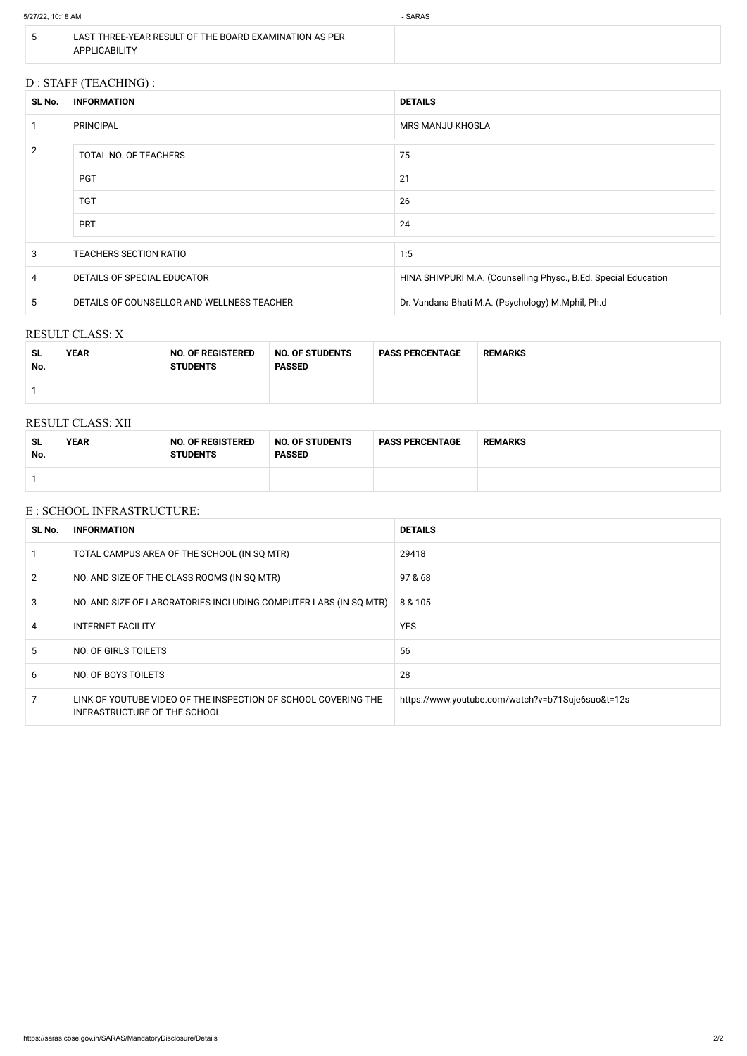| | | |
|---|---|---|
| 5 | LAST THREE-YEAR RESULT OF THE BOARD EXAMINATION AS PER APPLICABILITY | |

## D : STAFF (TEACHING) :

| SL No. | INFORMATION | DETAILS |
|---|---|---|
| 1 | PRINCIPAL | MRS MANJU KHOSLA |
| 2 | TOTAL NO. OF TEACHERS | 75 |
| | PGT | 21 |
| | TGT | 26 |
| | PRT | 24 |
| 3 | TEACHERS SECTION RATIO | 1:5 |
| 4 | DETAILS OF SPECIAL EDUCATOR | HINA SHIVPURI M.A. (Counselling Physc., B.Ed. Special Education |
| 5 | DETAILS OF COUNSELLOR AND WELLNESS TEACHER | Dr. Vandana Bhati M.A. (Psychology) M.Mphil, Ph.d |

## RESULT CLASS: X

| SL No. | YEAR | NO. OF REGISTERED STUDENTS | NO. OF STUDENTS PASSED | PASS PERCENTAGE | REMARKS |
|---|---|---|---|---|---|
| 1 | | | | | |

## RESULT CLASS: XII

| SL No. | YEAR | NO. OF REGISTERED STUDENTS | NO. OF STUDENTS PASSED | PASS PERCENTAGE | REMARKS |
|---|---|---|---|---|---|
| 1 | | | | | |

## E : SCHOOL INFRASTRUCTURE:

| SL No. | INFORMATION | DETAILS |
|---|---|---|
| 1 | TOTAL CAMPUS AREA OF THE SCHOOL (IN SQ MTR) | 29418 |
| 2 | NO. AND SIZE OF THE CLASS ROOMS (IN SQ MTR) | 97 & 68 |
| 3 | NO. AND SIZE OF LABORATORIES INCLUDING COMPUTER LABS (IN SQ MTR) | 8 & 105 |
| 4 | INTERNET FACILITY | YES |
| 5 | NO. OF GIRLS TOILETS | 56 |
| 6 | NO. OF BOYS TOILETS | 28 |
| 7 | LINK OF YOUTUBE VIDEO OF THE INSPECTION OF SCHOOL COVERING THE INFRASTRUCTURE OF THE SCHOOL | https://www.youtube.com/watch?v=b71Suje6suo&t=12s |